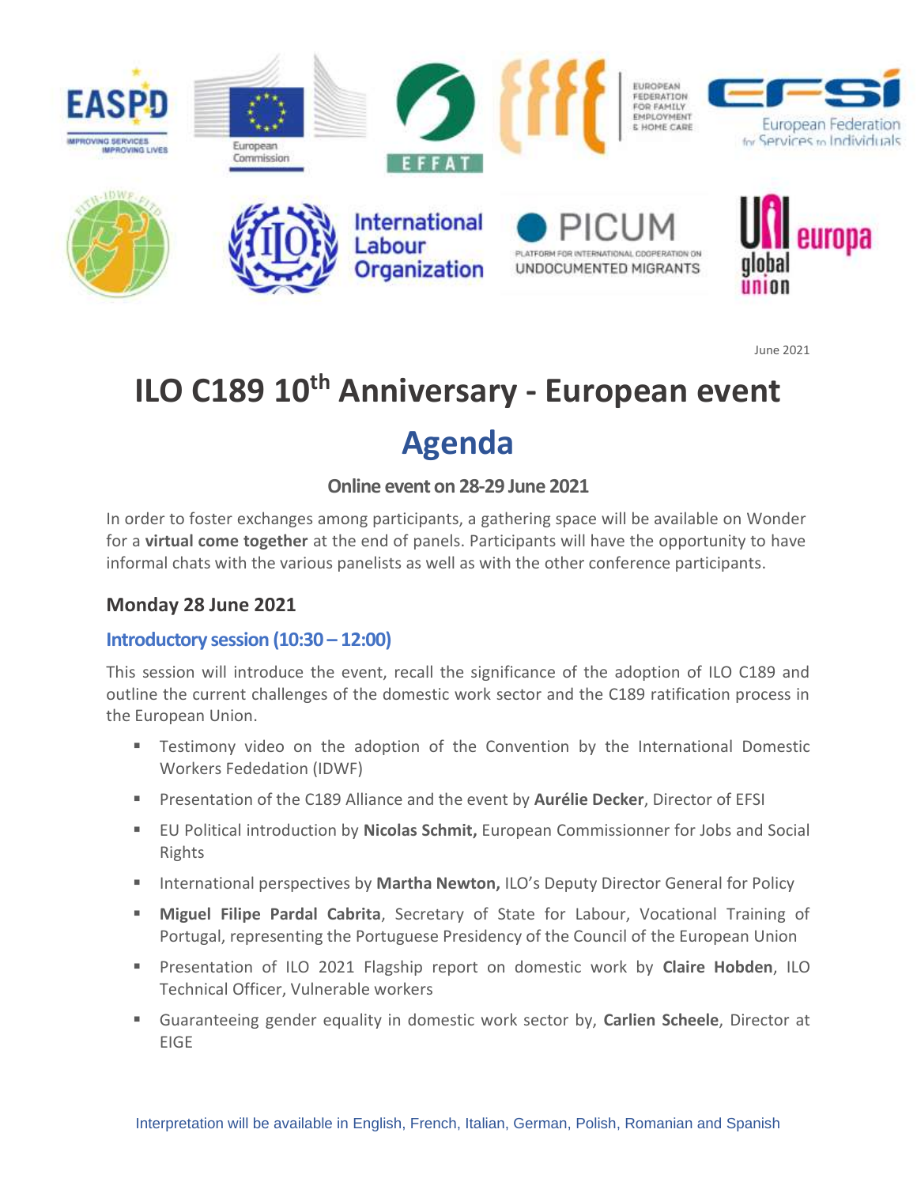June 2021

# ILO C189 10th Anniversary - European event

# Agenda

### Online event on 28-29 June 2021

In order to foster exchanges among participants, a gathering space will be available on Wonder for a **virtual come together** at the end of panels. Participants will have the opportunity to have informal chats with the various panelists as well as with the other conference participants.

## Monday 28 June 2021

### Introductory session (10:30 – 12:00)

This session will introduce the event, recall the significance of the adoption of ILO C189 and outline the current challenges of the domestic work sector and the C189 ratification process in the European Union.

- Testimony video on the adoption of the Convention by the International Domestic Workers Fededation (IDWF)
- Presentation of the C189 Alliance and the event by **Aurélie Decker**, Director of EFSI
- EU Political introduction by **Nicolas Schmit,** European Commissionner for Jobs and Social Rights
- International perspectives by **Martha Newton,** ILO's Deputy Director General for Policy
- **Miguel Filipe Pardal Cabrita**, Secretary of State for Labour, Vocational Training of Portugal, representing the Portuguese Presidency of the Council of the European Union
- Presentation of ILO 2021 Flagship report on domestic work by **Claire Hobden**, ILO Technical Officer, Vulnerable workers
- Guaranteeing gender equality in domestic work sector by, **Carlien Scheele**, Director at EIGE

Interpretation will be available in English, French, Italian, German, Polish, Romanian and Spanish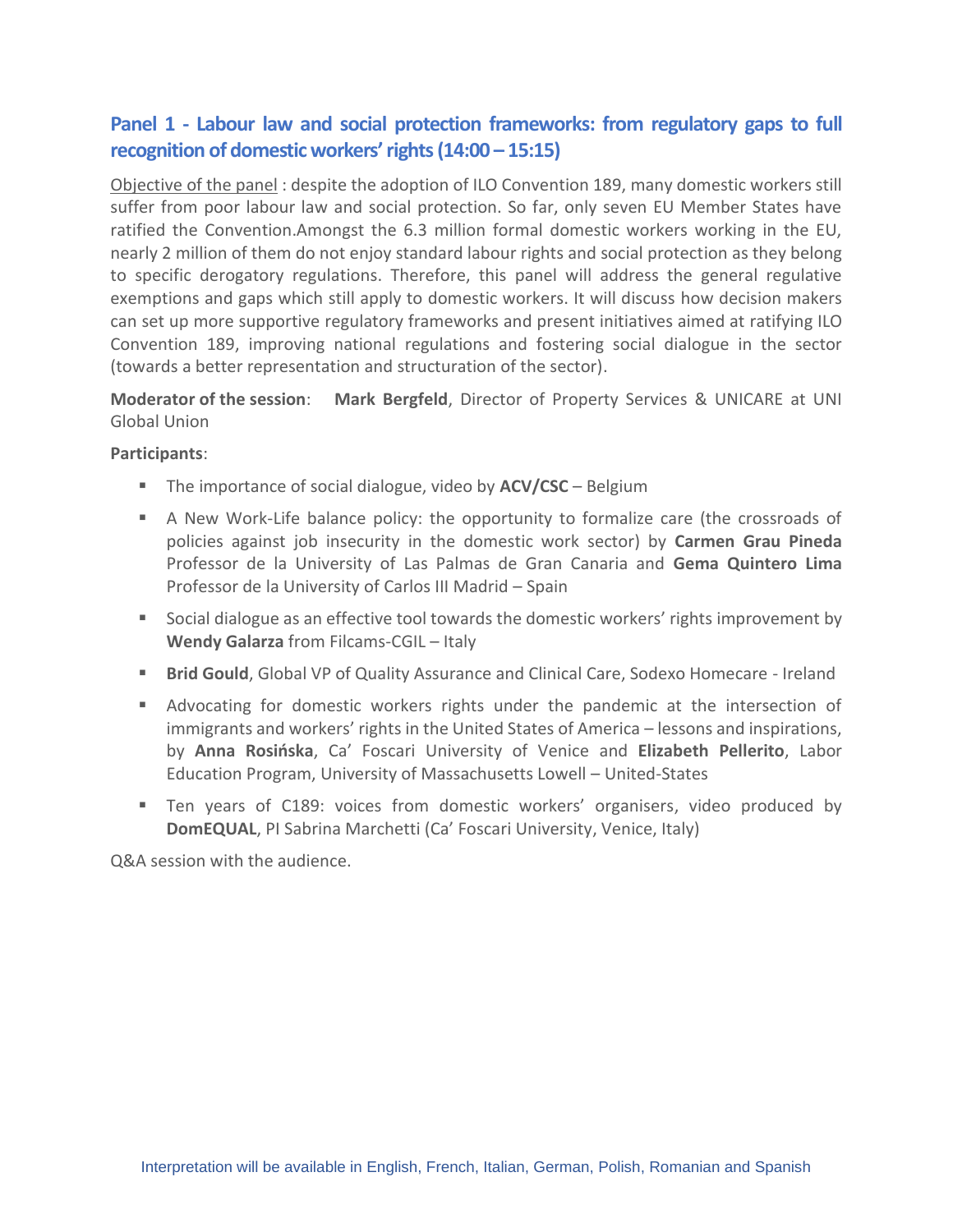## Panel 1 - Labour law and social protection frameworks: from regulatory gaps to full recognition of domestic workers' rights (14:00 – 15:15)

Objective of the panel : despite the adoption of ILO Convention 189, many domestic workers still suffer from poor labour law and social protection. So far, only seven EU Member States have ratified the Convention.Amongst the 6.3 million formal domestic workers working in the EU, nearly 2 million of them do not enjoy standard labour rights and social protection as they belong to specific derogatory regulations. Therefore, this panel will address the general regulative exemptions and gaps which still apply to domestic workers. It will discuss how decision makers can set up more supportive regulatory frameworks and present initiatives aimed at ratifying ILO Convention 189, improving national regulations and fostering social dialogue in the sector (towards a better representation and structuration of the sector).

**Moderator of the session**: **Mark Bergfeld**, Director of Property Services & UNICARE at UNI Global Union

**Participants**:

- The importance of social dialogue, video by **ACV/CSC** – Belgium
- A New Work-Life balance policy: the opportunity to formalize care (the crossroads of policies against job insecurity in the domestic work sector) by **Carmen Grau Pineda** Professor de la University of Las Palmas de Gran Canaria and **Gema Quintero Lima** Professor de la University of Carlos III Madrid – Spain
- Social dialogue as an effective tool towards the domestic workers' rights improvement by **Wendy Galarza** from Filcams-CGIL – Italy
- **Brid Gould**, Global VP of Quality Assurance and Clinical Care, Sodexo Homecare - Ireland
- Advocating for domestic workers rights under the pandemic at the intersection of immigrants and workers' rights in the United States of America – lessons and inspirations, by **Anna Rosińska**, Ca' Foscari University of Venice and **Elizabeth Pellerito**, Labor Education Program, University of Massachusetts Lowell – United-States
- Ten years of C189: voices from domestic workers' organisers, video produced by **DomEQUAL**, PI Sabrina Marchetti (Ca' Foscari University, Venice, Italy)

Q&A session with the audience.

Interpretation will be available in English, French, Italian, German, Polish, Romanian and Spanish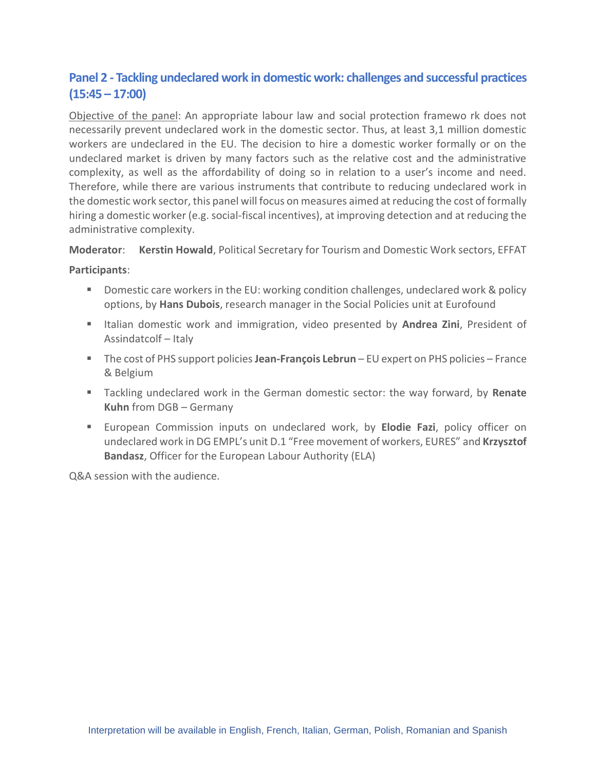## Panel 2 - Tackling undeclared work in domestic work: challenges and successful practices (15:45 – 17:00)

Objective of the panel: An appropriate labour law and social protection framewo rk does not necessarily prevent undeclared work in the domestic sector. Thus, at least 3,1 million domestic workers are undeclared in the EU. The decision to hire a domestic worker formally or on the undeclared market is driven by many factors such as the relative cost and the administrative complexity, as well as the affordability of doing so in relation to a user's income and need. Therefore, while there are various instruments that contribute to reducing undeclared work in the domestic work sector, this panel will focus on measures aimed at reducing the cost of formally hiring a domestic worker (e.g. social-fiscal incentives), at improving detection and at reducing the administrative complexity.

**Moderator**: **Kerstin Howald**, Political Secretary for Tourism and Domestic Work sectors, EFFAT

**Participants**:

- Domestic care workers in the EU: working condition challenges, undeclared work & policy options, by **Hans Dubois**, research manager in the Social Policies unit at Eurofound
- Italian domestic work and immigration, video presented by **Andrea Zini**, President of Assindatcolf – Italy
- The cost of PHS support policies **Jean-François Lebrun** – EU expert on PHS policies – France & Belgium
- Tackling undeclared work in the German domestic sector: the way forward, by **Renate Kuhn** from DGB – Germany
- European Commission inputs on undeclared work, by **Elodie Fazi**, policy officer on undeclared work in DG EMPL's unit D.1 "Free movement of workers, EURES" and **Krzysztof Bandasz**, Officer for the European Labour Authority (ELA)

Q&A session with the audience.

Interpretation will be available in English, French, Italian, German, Polish, Romanian and Spanish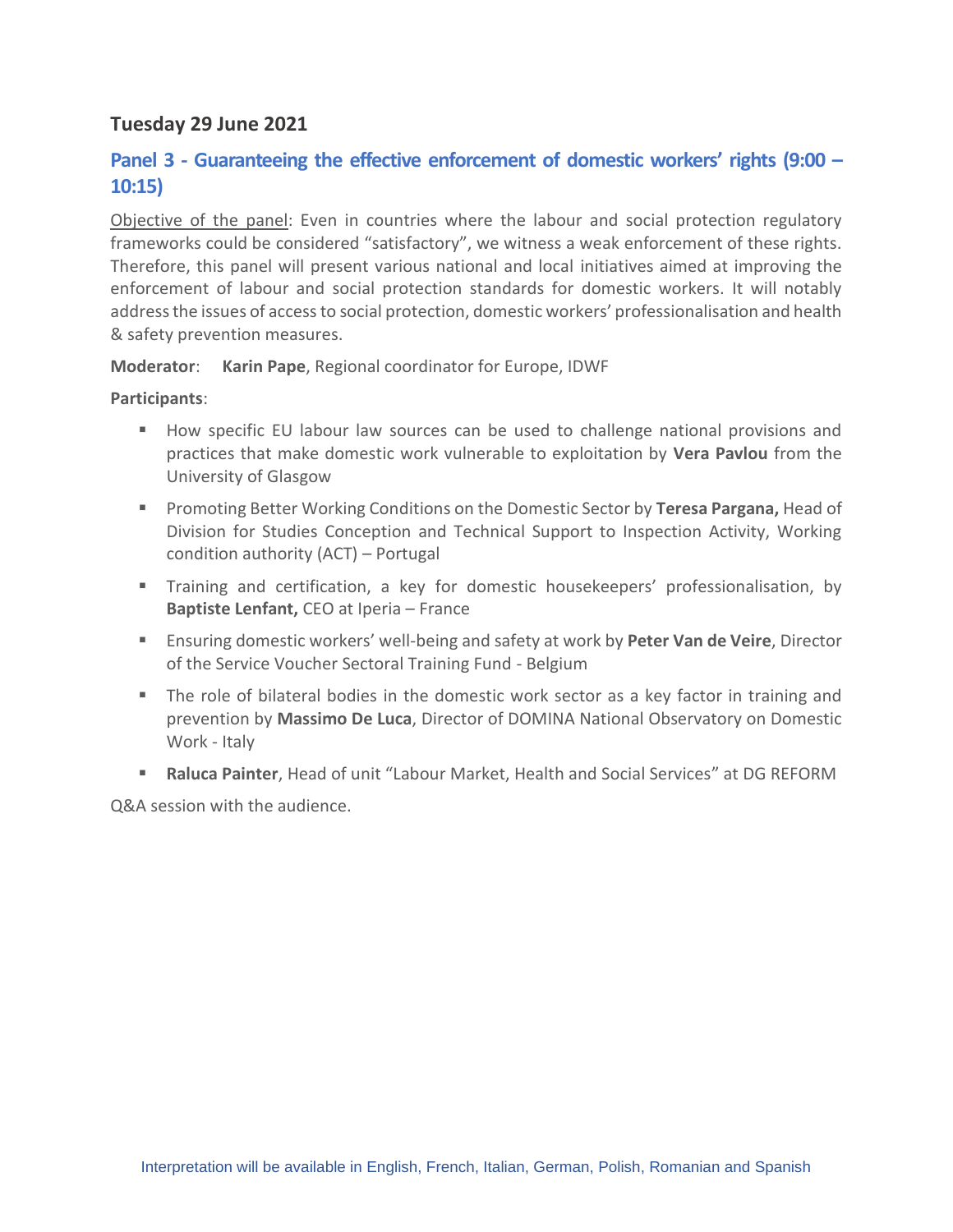## Tuesday 29 June 2021

### Panel 3 - Guaranteeing the effective enforcement of domestic workers' rights (9:00 – 10:15)

Objective of the panel: Even in countries where the labour and social protection regulatory frameworks could be considered "satisfactory", we witness a weak enforcement of these rights. Therefore, this panel will present various national and local initiatives aimed at improving the enforcement of labour and social protection standards for domestic workers. It will notably address the issues of access to social protection, domestic workers' professionalisation and health & safety prevention measures.

**Moderator**: **Karin Pape**, Regional coordinator for Europe, IDWF

**Participants**:

- How specific EU labour law sources can be used to challenge national provisions and practices that make domestic work vulnerable to exploitation by **Vera Pavlou** from the University of Glasgow
- Promoting Better Working Conditions on the Domestic Sector by **Teresa Pargana,** Head of Division for Studies Conception and Technical Support to Inspection Activity, Working condition authority (ACT) – Portugal
- Training and certification, a key for domestic housekeepers' professionalisation, by **Baptiste Lenfant,** CEO at Iperia – France
- Ensuring domestic workers' well-being and safety at work by **Peter Van de Veire**, Director of the Service Voucher Sectoral Training Fund - Belgium
- The role of bilateral bodies in the domestic work sector as a key factor in training and prevention by **Massimo De Luca**, Director of DOMINA National Observatory on Domestic Work - Italy
- **Raluca Painter**, Head of unit "Labour Market, Health and Social Services" at DG REFORM

Q&A session with the audience.

Interpretation will be available in English, French, Italian, German, Polish, Romanian and Spanish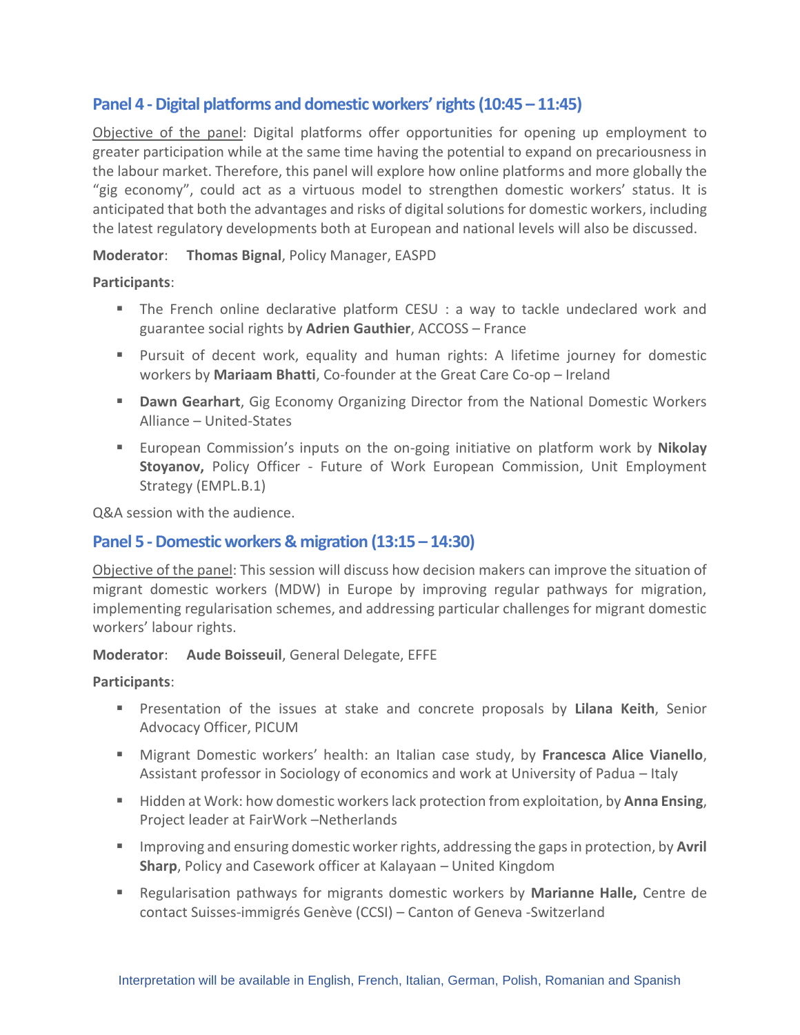## Panel 4 - Digital platforms and domestic workers' rights (10:45 – 11:45)

Objective of the panel: Digital platforms offer opportunities for opening up employment to greater participation while at the same time having the potential to expand on precariousness in the labour market. Therefore, this panel will explore how online platforms and more globally the "gig economy", could act as a virtuous model to strengthen domestic workers' status. It is anticipated that both the advantages and risks of digital solutions for domestic workers, including the latest regulatory developments both at European and national levels will also be discussed.

**Moderator**: **Thomas Bignal**, Policy Manager, EASPD

**Participants**:

- The French online declarative platform CESU : a way to tackle undeclared work and guarantee social rights by **Adrien Gauthier**, ACCOSS – France
- Pursuit of decent work, equality and human rights: A lifetime journey for domestic workers by **Mariaam Bhatti**, Co-founder at the Great Care Co-op – Ireland
- **Dawn Gearhart**, Gig Economy Organizing Director from the National Domestic Workers Alliance – United-States
- European Commission's inputs on the on-going initiative on platform work by **Nikolay Stoyanov,** Policy Officer - Future of Work European Commission, Unit Employment Strategy (EMPL.B.1)

Q&A session with the audience.

## Panel 5 - Domestic workers & migration (13:15 – 14:30)

Objective of the panel: This session will discuss how decision makers can improve the situation of migrant domestic workers (MDW) in Europe by improving regular pathways for migration, implementing regularisation schemes, and addressing particular challenges for migrant domestic workers' labour rights.

**Moderator**: **Aude Boisseuil**, General Delegate, EFFE

**Participants**:

- Presentation of the issues at stake and concrete proposals by **Lilana Keith**, Senior Advocacy Officer, PICUM
- Migrant Domestic workers' health: an Italian case study, by **Francesca Alice Vianello**, Assistant professor in Sociology of economics and work at University of Padua – Italy
- Hidden at Work: how domestic workers lack protection from exploitation, by **Anna Ensing**, Project leader at FairWork –Netherlands
- Improving and ensuring domestic worker rights, addressing the gaps in protection, by **Avril Sharp**, Policy and Casework officer at Kalayaan – United Kingdom
- Regularisation pathways for migrants domestic workers by **Marianne Halle,** Centre de contact Suisses-immigrés Genève (CCSI) – Canton of Geneva -Switzerland

Interpretation will be available in English, French, Italian, German, Polish, Romanian and Spanish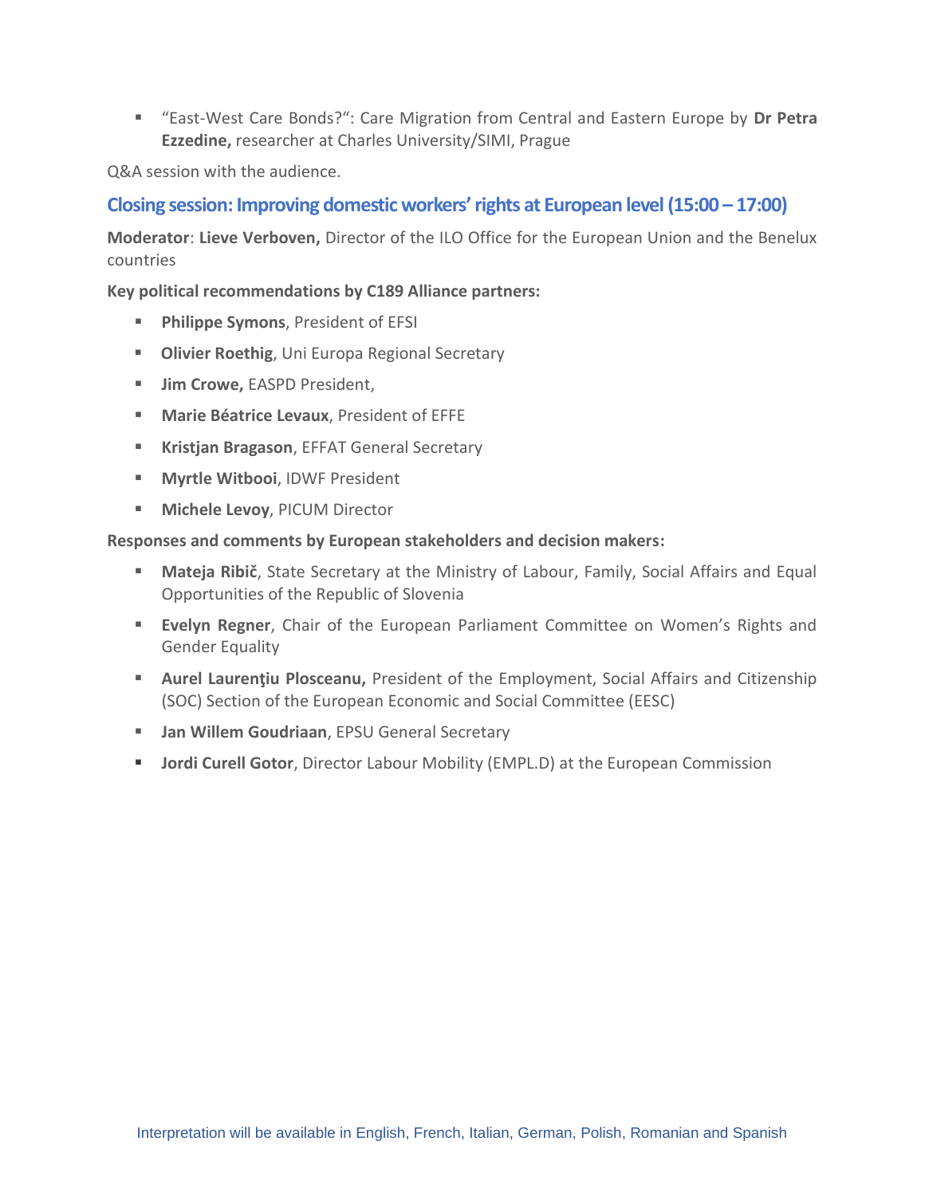- "East-West Care Bonds?": Care Migration from Central and Eastern Europe by **Dr Petra Ezzedine,** researcher at Charles University/SIMI, Prague

Q&A session with the audience.

## Closing session: Improving domestic workers' rights at European level (15:00 – 17:00)

**Moderator**: **Lieve Verboven,** Director of the ILO Office for the European Union and the Benelux countries

**Key political recommendations by C189 Alliance partners:**

- **Philippe Symons**, President of EFSI
- **Olivier Roethig**, Uni Europa Regional Secretary
- **Jim Crowe,** EASPD President,
- **Marie Béatrice Levaux**, President of EFFE
- **Kristjan Bragason**, EFFAT General Secretary
- **Myrtle Witbooi**, IDWF President
- **Michele Levoy**, PICUM Director

**Responses and comments by European stakeholders and decision makers:**

- **Mateja Ribič**, State Secretary at the Ministry of Labour, Family, Social Affairs and Equal Opportunities of the Republic of Slovenia
- **Evelyn Regner**, Chair of the European Parliament Committee on Women's Rights and Gender Equality
- **Aurel Laurenţiu Plosceanu,** President of the Employment, Social Affairs and Citizenship (SOC) Section of the European Economic and Social Committee (EESC)
- **Jan Willem Goudriaan**, EPSU General Secretary
- **Jordi Curell Gotor**, Director Labour Mobility (EMPL.D) at the European Commission

Interpretation will be available in English, French, Italian, German, Polish, Romanian and Spanish